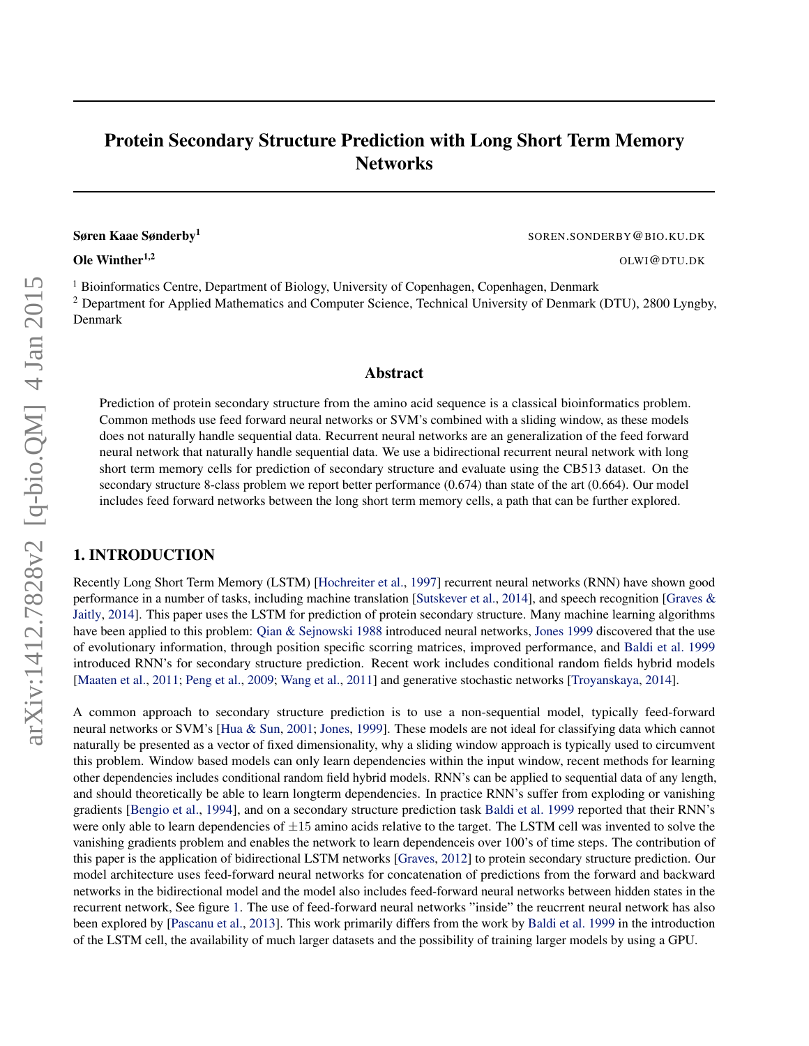# Protein Secondary Structure Prediction with Long Short Term Memory Networks

**Søren Kaae Sønderby**[1] SOREN.SONDERBY@BIO.KU.DK

**Ole Winther**[1,2] OLWI@DTU.DK

[1] Bioinformatics Centre, Department of Biology, University of Copenhagen, Copenhagen, Denmark
[2] Department for Applied Mathematics and Computer Science, Technical University of Denmark (DTU), 2800 Lyngby, Denmark

## Abstract

Prediction of protein secondary structure from the amino acid sequence is a classical bioinformatics problem. Common methods use feed forward neural networks or SVM's combined with a sliding window, as these models does not naturally handle sequential data. Recurrent neural networks are an generalization of the feed forward neural network that naturally handle sequential data. We use a bidirectional recurrent neural network with long short term memory cells for prediction of secondary structure and evaluate using the CB513 dataset. On the secondary structure 8-class problem we report better performance (0.674) than state of the art (0.664). Our model includes feed forward networks between the long short term memory cells, a path that can be further explored.

## 1. INTRODUCTION

Recently Long Short Term Memory (LSTM) [Hochreiter et al., 1997] recurrent neural networks (RNN) have shown good performance in a number of tasks, including machine translation [Sutskever et al., 2014], and speech recognition [Graves & Jaitly, 2014]. This paper uses the LSTM for prediction of protein secondary structure. Many machine learning algorithms have been applied to this problem: Qian & Sejnowski 1988 introduced neural networks, Jones 1999 discovered that the use of evolutionary information, through position specific scorring matrices, improved performance, and Baldi et al. 1999 introduced RNN's for secondary structure prediction. Recent work includes conditional random fields hybrid models [Maaten et al., 2011; Peng et al., 2009; Wang et al., 2011] and generative stochastic networks [Troyanskaya, 2014].

A common approach to secondary structure prediction is to use a non-sequential model, typically feed-forward neural networks or SVM's [Hua & Sun, 2001; Jones, 1999]. These models are not ideal for classifying data which cannot naturally be presented as a vector of fixed dimensionality, why a sliding window approach is typically used to circumvent this problem. Window based models can only learn dependencies within the input window, recent methods for learning other dependencies includes conditional random field hybrid models. RNN's can be applied to sequential data of any length, and should theoretically be able to learn longterm dependencies. In practice RNN's suffer from exploding or vanishing gradients [Bengio et al., 1994], and on a secondary structure prediction task Baldi et al. 1999 reported that their RNN's were only able to learn dependencies of $\pm 15$ amino acids relative to the target. The LSTM cell was invented to solve the vanishing gradients problem and enables the network to learn dependenceis over 100's of time steps. The contribution of this paper is the application of bidirectional LSTM networks [Graves, 2012] to protein secondary structure prediction. Our model architecture uses feed-forward neural networks for concatenation of predictions from the forward and backward networks in the bidirectional model and the model also includes feed-forward neural networks between hidden states in the recurrent network, See figure 1. The use of feed-forward neural networks "inside" the reucrrent neural network has also been explored by [Pascanu et al., 2013]. This work primarily differs from the work by Baldi et al. 1999 in the introduction of the LSTM cell, the availability of much larger datasets and the possibility of training larger models by using a GPU.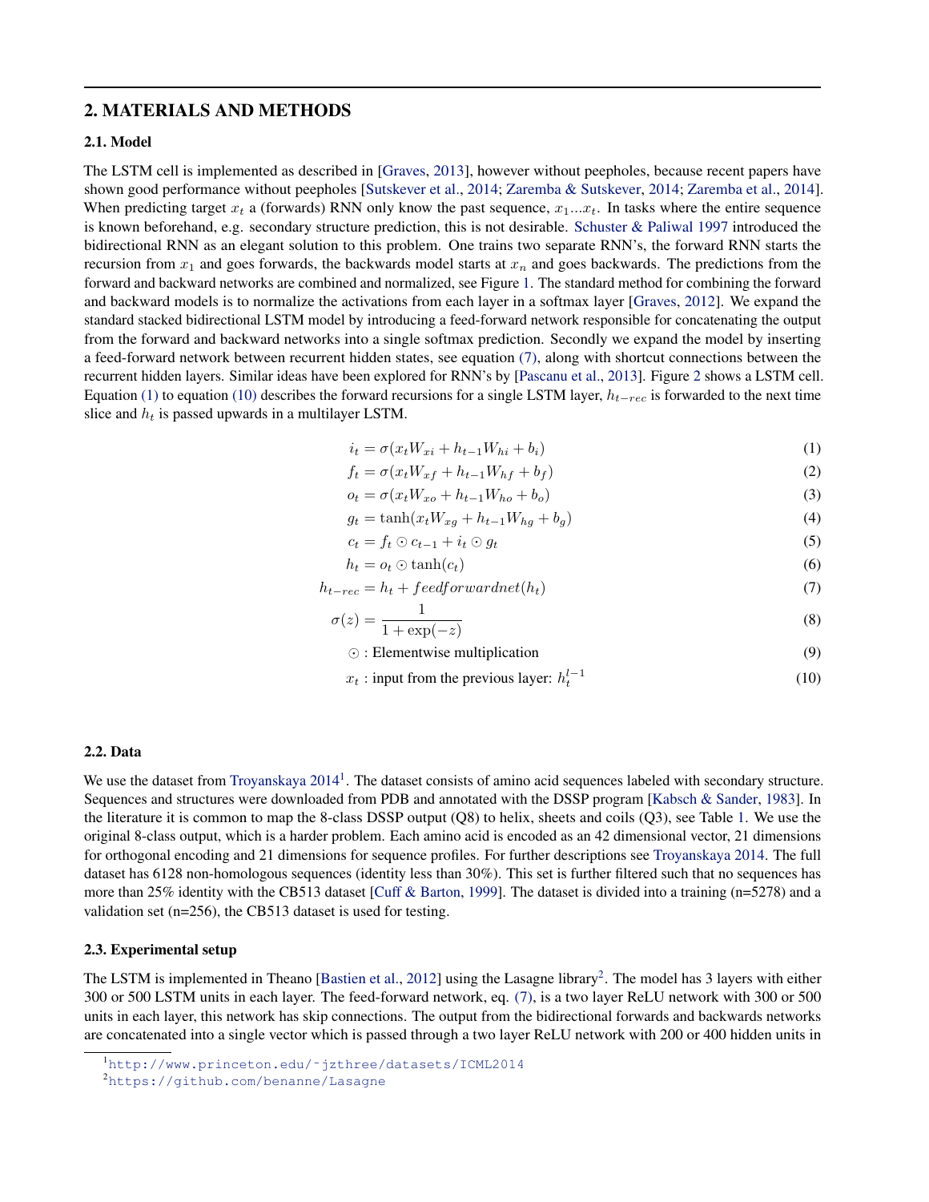## 2. MATERIALS AND METHODS

### 2.1. Model

The LSTM cell is implemented as described in [Graves, 2013], however without peepholes, because recent papers have shown good performance without peepholes [Sutskever et al., 2014; Zaremba & Sutskever, 2014; Zaremba et al., 2014]. When predicting target $x_t$ a (forwards) RNN only know the past sequence, $x_1...x_t$. In tasks where the entire sequence is known beforehand, e.g. secondary structure prediction, this is not desirable. Schuster & Paliwal 1997 introduced the bidirectional RNN as an elegant solution to this problem. One trains two separate RNN's, the forward RNN starts the recursion from $x_1$ and goes forwards, the backwards model starts at $x_n$ and goes backwards. The predictions from the forward and backward networks are combined and normalized, see Figure 1. The standard method for combining the forward and backward models is to normalize the activations from each layer in a softmax layer [Graves, 2012]. We expand the standard stacked bidirectional LSTM model by introducing a feed-forward network responsible for concatenating the output from the forward and backward networks into a single softmax prediction. Secondly we expand the model by inserting a feed-forward network between recurrent hidden states, see equation (7), along with shortcut connections between the recurrent hidden layers. Similar ideas have been explored for RNN's by [Pascanu et al., 2013]. Figure 2 shows a LSTM cell. Equation (1) to equation (10) describes the forward recursions for a single LSTM layer, $h_{t-rec}$ is forwarded to the next time slice and $h_t$ is passed upwards in a multilayer LSTM.

$$i_t = \sigma(x_t W_{xi} + h_{t-1} W_{hi} + b_i) \tag{1}$$

$$f_t = \sigma(x_t W_{xf} + h_{t-1} W_{hf} + b_f) \tag{2}$$

$$o_t = \sigma(x_t W_{xo} + h_{t-1} W_{ho} + b_o) \tag{3}$$

$$g_t = \tanh(x_t W_{xg} + h_{t-1} W_{hg} + b_g) \tag{4}$$

$$c_t = f_t \odot c_{t-1} + i_t \odot g_t \tag{5}$$

$$h_t = o_t \odot \tanh(c_t) \tag{6}$$

$$h_{t-rec} = h_t + feedforwardnet(h_t) \tag{7}$$

$$\sigma(z) = \frac{1}{1 + \exp(-z)} \tag{8}$$

$$\odot : \text{Elementwise multiplication} \tag{9}$$

$$x_t : \text{input from the previous layer: } h_t^{l-1} \tag{10}$$

### 2.2. Data

We use the dataset from Troyanskaya 2014[1]. The dataset consists of amino acid sequences labeled with secondary structure. Sequences and structures were downloaded from PDB and annotated with the DSSP program [Kabsch & Sander, 1983]. In the literature it is common to map the 8-class DSSP output (Q8) to helix, sheets and coils (Q3), see Table 1. We use the original 8-class output, which is a harder problem. Each amino acid is encoded as an 42 dimensional vector, 21 dimensions for orthogonal encoding and 21 dimensions for sequence profiles. For further descriptions see Troyanskaya 2014. The full dataset has 6128 non-homologous sequences (identity less than 30%). This set is further filtered such that no sequences has more than 25% identity with the CB513 dataset [Cuff & Barton, 1999]. The dataset is divided into a training (n=5278) and a validation set (n=256), the CB513 dataset is used for testing.

### 2.3. Experimental setup

The LSTM is implemented in Theano [Bastien et al., 2012] using the Lasagne library[2]. The model has 3 layers with either 300 or 500 LSTM units in each layer. The feed-forward network, eq. (7), is a two layer ReLU network with 300 or 500 units in each layer, this network has skip connections. The output from the bidirectional forwards and backwards networks are concatenated into a single vector which is passed through a two layer ReLU network with 200 or 400 hidden units in

[1] http://www.princeton.edu/~jzthree/datasets/ICML2014

[2] https://github.com/benanne/Lasagne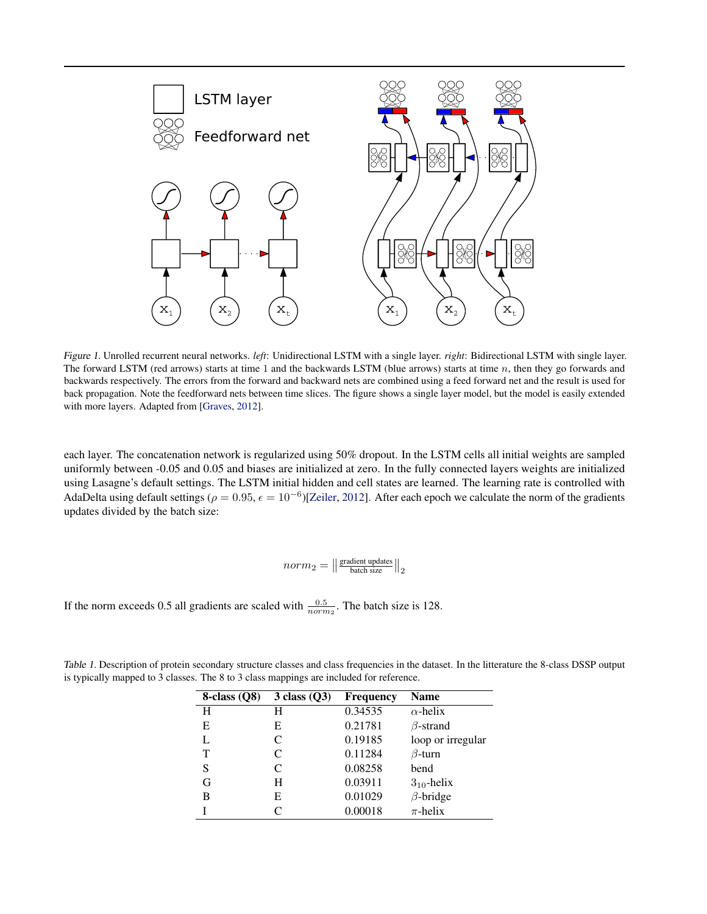Figure 1. Unrolled recurrent neural networks. *left*: Unidirectional LSTM with a single layer. *right*: Bidirectional LSTM with single layer. The forward LSTM (red arrows) starts at time 1 and the backwards LSTM (blue arrows) starts at time $n$, then they go forwards and backwards respectively. The errors from the forward and backward nets are combined using a feed forward net and the result is used for back propagation. Note the feedforward nets between time slices. The figure shows a single layer model, but the model is easily extended with more layers. Adapted from [Graves, 2012].

each layer. The concatenation network is regularized using 50% dropout. In the LSTM cells all initial weights are sampled uniformly between -0.05 and 0.05 and biases are initialized at zero. In the fully connected layers weights are initialized using Lasagne's default settings. The LSTM initial hidden and cell states are learned. The learning rate is controlled with AdaDelta using default settings ($\rho = 0.95, \epsilon = 10^{-6}$)[Zeiler, 2012]. After each epoch we calculate the norm of the gradients updates divided by the batch size:

$$norm_2 = \left\| \frac{\text{gradient updates}}{\text{batch size}} \right\|_2$$

If the norm exceeds 0.5 all gradients are scaled with $\frac{0.5}{norm_2}$. The batch size is 128.

Table 1. Description of protein secondary structure classes and class frequencies in the dataset. In the litterature the 8-class DSSP output is typically mapped to 3 classes. The 8 to 3 class mappings are included for reference.

| 8-class (Q8) | 3 class (Q3) | Frequency | Name |
|---|---|---|---|
| H | H | 0.34535 | $\alpha$-helix |
| E | E | 0.21781 | $\beta$-strand |
| L | C | 0.19185 | loop or irregular |
| T | C | 0.11284 | $\beta$-turn |
| S | C | 0.08258 | bend |
| G | H | 0.03911 | $3_{10}$-helix |
| B | E | 0.01029 | $\beta$-bridge |
| I | C | 0.00018 | $\pi$-helix |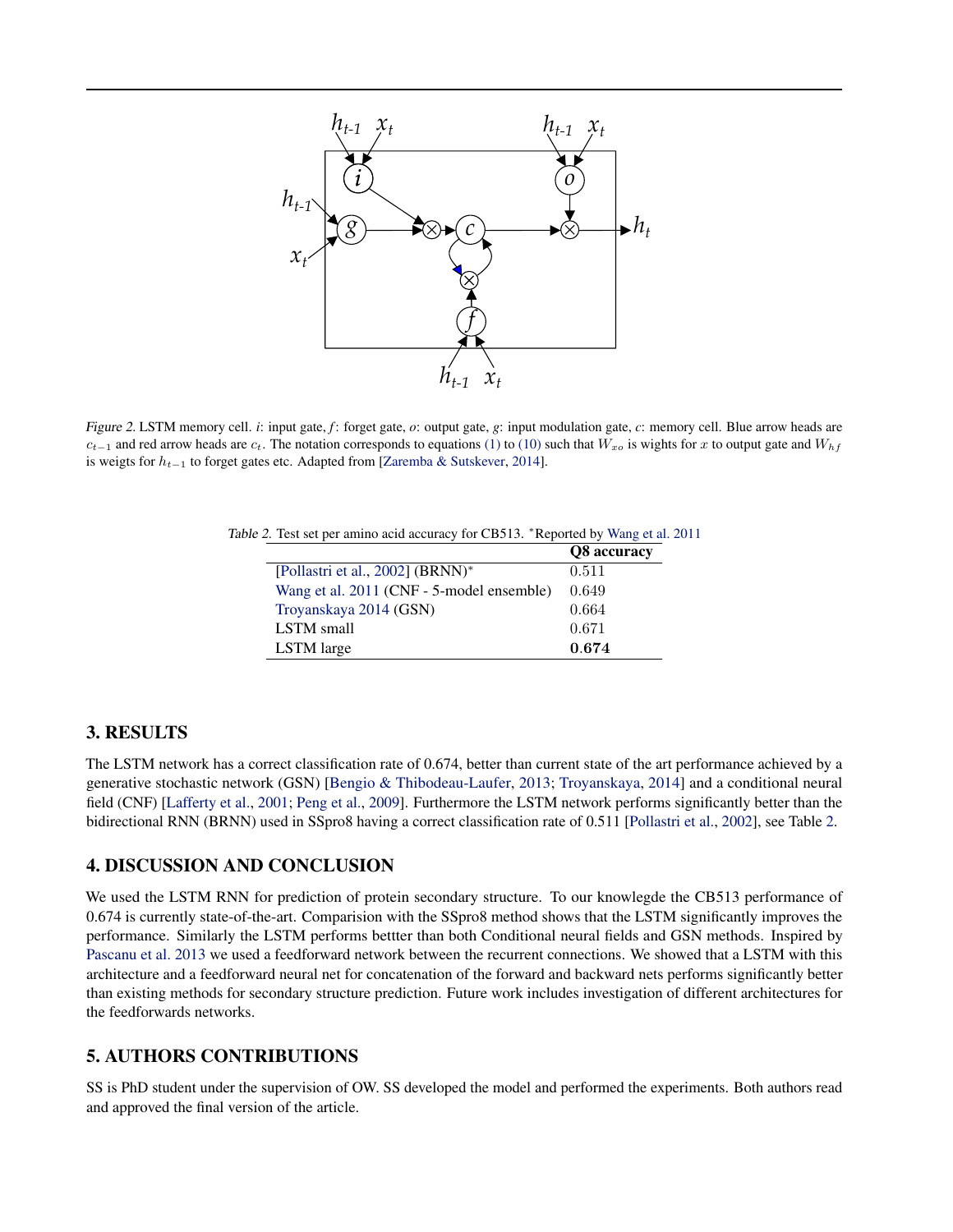*Figure 2.* LSTM memory cell. $i$: input gate, $f$: forget gate, $o$: output gate, $g$: input modulation gate, $c$: memory cell. Blue arrow heads are $c_{t-1}$ and red arrow heads are $c_t$. The notation corresponds to equations (1) to (10) such that $W_{xo}$ is wights for $x$ to output gate and $W_{hf}$ is weigts for $h_{t-1}$ to forget gates etc. Adapted from [Zaremba & Sutskever, 2014].

*Table 2.* Test set per amino acid accuracy for CB513. *Reported by Wang et al. 2011

| | **Q8 accuracy** |
|---|---|
| [Pollastri et al., 2002] (BRNN)* | 0.511 |
| Wang et al. 2011 (CNF - 5-model ensemble) | 0.649 |
| Troyanskaya 2014 (GSN) | 0.664 |
| LSTM small | 0.671 |
| LSTM large | **0.674** |

## 3. RESULTS

The LSTM network has a correct classification rate of 0.674, better than current state of the art performance achieved by a generative stochastic network (GSN) [Bengio & Thibodeau-Laufer, 2013; Troyanskaya, 2014] and a conditional neural field (CNF) [Lafferty et al., 2001; Peng et al., 2009]. Furthermore the LSTM network performs significantly better than the bidirectional RNN (BRNN) used in SSpro8 having a correct classification rate of 0.511 [Pollastri et al., 2002], see Table 2.

## 4. DISCUSSION AND CONCLUSION

We used the LSTM RNN for prediction of protein secondary structure. To our knowlegde the CB513 performance of 0.674 is currently state-of-the-art. Comparision with the SSpro8 method shows that the LSTM significantly improves the performance. Similarly the LSTM performs bettter than both Conditional neural fields and GSN methods. Inspired by Pascanu et al. 2013 we used a feedforward network between the recurrent connections. We showed that a LSTM with this architecture and a feedforward neural net for concatenation of the forward and backward nets performs significantly better than existing methods for secondary structure prediction. Future work includes investigation of different architectures for the feedforwards networks.

## 5. AUTHORS CONTRIBUTIONS

SS is PhD student under the supervision of OW. SS developed the model and performed the experiments. Both authors read and approved the final version of the article.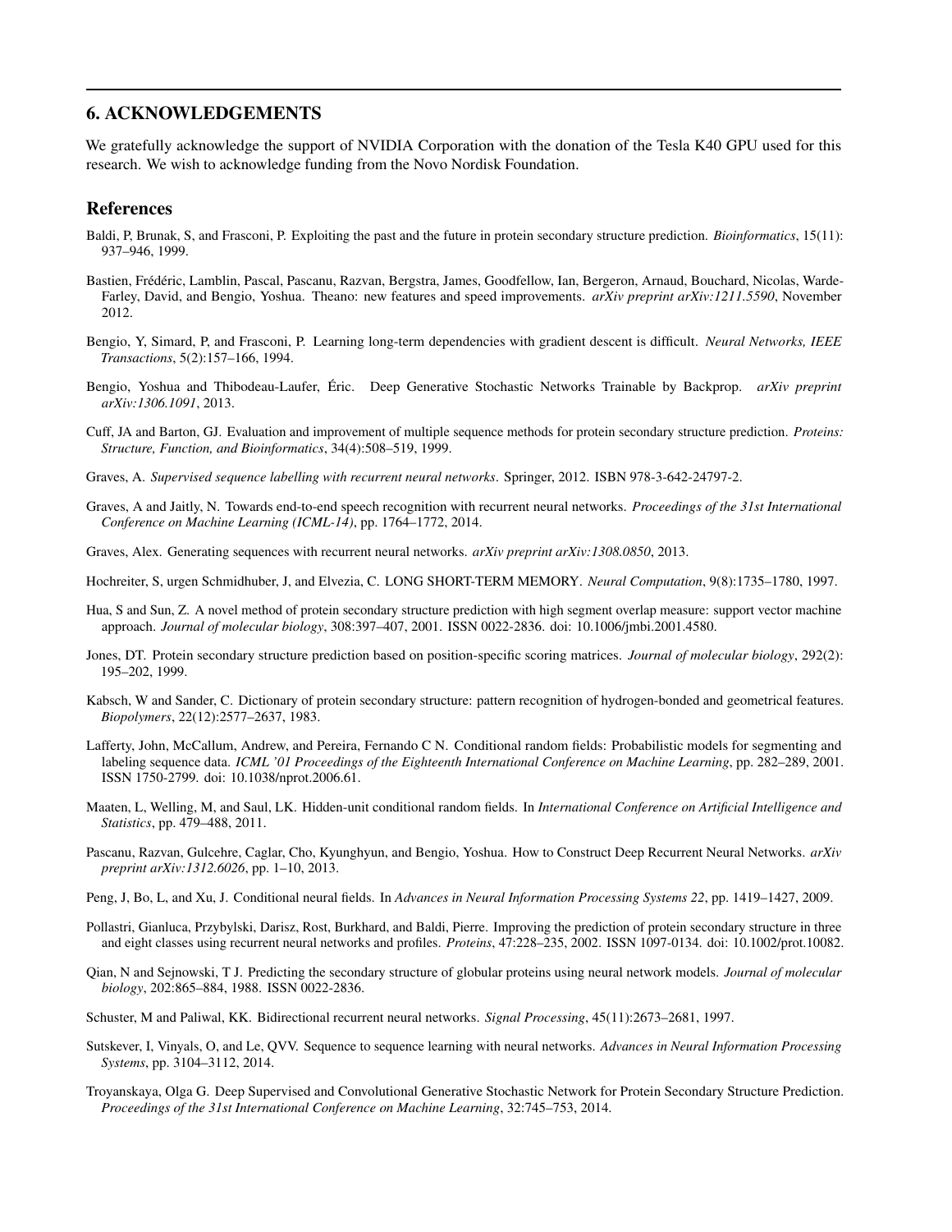## 6. ACKNOWLEDGEMENTS

We gratefully acknowledge the support of NVIDIA Corporation with the donation of the Tesla K40 GPU used for this research. We wish to acknowledge funding from the Novo Nordisk Foundation.

## References

Baldi, P, Brunak, S, and Frasconi, P. Exploiting the past and the future in protein secondary structure prediction. *Bioinformatics*, 15(11): 937–946, 1999.

Bastien, Frédéric, Lamblin, Pascal, Pascanu, Razvan, Bergstra, James, Goodfellow, Ian, Bergeron, Arnaud, Bouchard, Nicolas, Warde-Farley, David, and Bengio, Yoshua. Theano: new features and speed improvements. *arXiv preprint arXiv:1211.5590*, November 2012.

Bengio, Y, Simard, P, and Frasconi, P. Learning long-term dependencies with gradient descent is difficult. *Neural Networks, IEEE Transactions*, 5(2):157–166, 1994.

Bengio, Yoshua and Thibodeau-Laufer, Éric. Deep Generative Stochastic Networks Trainable by Backprop. *arXiv preprint arXiv:1306.1091*, 2013.

Cuff, JA and Barton, GJ. Evaluation and improvement of multiple sequence methods for protein secondary structure prediction. *Proteins: Structure, Function, and Bioinformatics*, 34(4):508–519, 1999.

Graves, A. *Supervised sequence labelling with recurrent neural networks*. Springer, 2012. ISBN 978-3-642-24797-2.

Graves, A and Jaitly, N. Towards end-to-end speech recognition with recurrent neural networks. *Proceedings of the 31st International Conference on Machine Learning (ICML-14)*, pp. 1764–1772, 2014.

Graves, Alex. Generating sequences with recurrent neural networks. *arXiv preprint arXiv:1308.0850*, 2013.

Hochreiter, S, urgen Schmidhuber, J, and Elvezia, C. LONG SHORT-TERM MEMORY. *Neural Computation*, 9(8):1735–1780, 1997.

Hua, S and Sun, Z. A novel method of protein secondary structure prediction with high segment overlap measure: support vector machine approach. *Journal of molecular biology*, 308:397–407, 2001. ISSN 0022-2836. doi: 10.1006/jmbi.2001.4580.

Jones, DT. Protein secondary structure prediction based on position-specific scoring matrices. *Journal of molecular biology*, 292(2): 195–202, 1999.

Kabsch, W and Sander, C. Dictionary of protein secondary structure: pattern recognition of hydrogen-bonded and geometrical features. *Biopolymers*, 22(12):2577–2637, 1983.

Lafferty, John, McCallum, Andrew, and Pereira, Fernando C N. Conditional random fields: Probabilistic models for segmenting and labeling sequence data. *ICML '01 Proceedings of the Eighteenth International Conference on Machine Learning*, pp. 282–289, 2001. ISSN 1750-2799. doi: 10.1038/nprot.2006.61.

Maaten, L, Welling, M, and Saul, LK. Hidden-unit conditional random fields. In *International Conference on Artificial Intelligence and Statistics*, pp. 479–488, 2011.

Pascanu, Razvan, Gulcehre, Caglar, Cho, Kyunghyun, and Bengio, Yoshua. How to Construct Deep Recurrent Neural Networks. *arXiv preprint arXiv:1312.6026*, pp. 1–10, 2013.

Peng, J, Bo, L, and Xu, J. Conditional neural fields. In *Advances in Neural Information Processing Systems 22*, pp. 1419–1427, 2009.

Pollastri, Gianluca, Przybylski, Darisz, Rost, Burkhard, and Baldi, Pierre. Improving the prediction of protein secondary structure in three and eight classes using recurrent neural networks and profiles. *Proteins*, 47:228–235, 2002. ISSN 1097-0134. doi: 10.1002/prot.10082.

Qian, N and Sejnowski, T J. Predicting the secondary structure of globular proteins using neural network models. *Journal of molecular biology*, 202:865–884, 1988. ISSN 0022-2836.

Schuster, M and Paliwal, KK. Bidirectional recurrent neural networks. *Signal Processing*, 45(11):2673–2681, 1997.

Sutskever, I, Vinyals, O, and Le, QVV. Sequence to sequence learning with neural networks. *Advances in Neural Information Processing Systems*, pp. 3104–3112, 2014.

Troyanskaya, Olga G. Deep Supervised and Convolutional Generative Stochastic Network for Protein Secondary Structure Prediction. *Proceedings of the 31st International Conference on Machine Learning*, 32:745–753, 2014.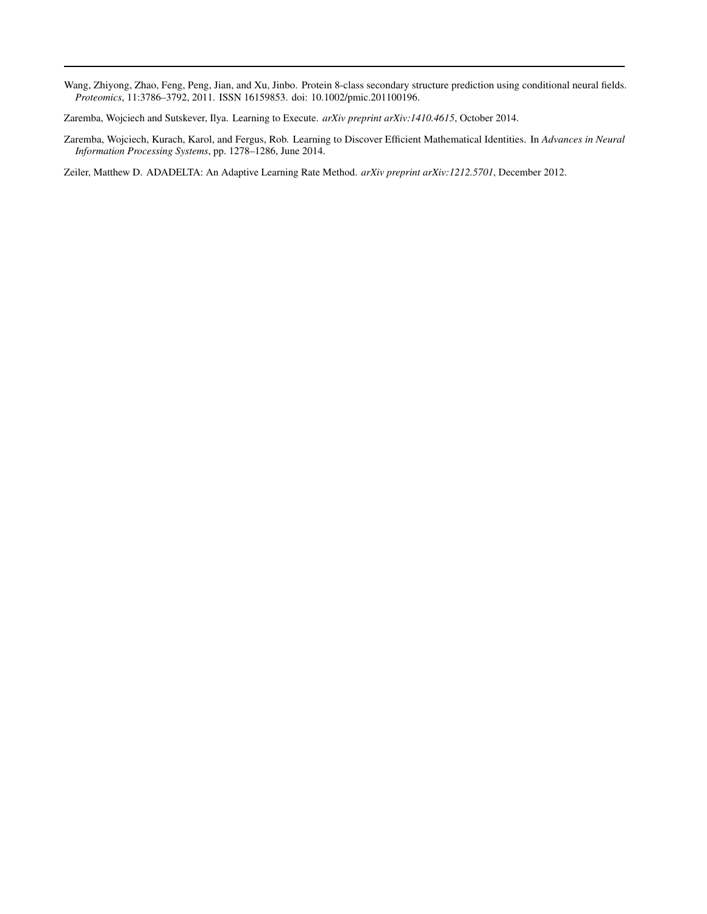Wang, Zhiyong, Zhao, Feng, Peng, Jian, and Xu, Jinbo. Protein 8-class secondary structure prediction using conditional neural fields. *Proteomics*, 11:3786–3792, 2011. ISSN 16159853. doi: 10.1002/pmic.201100196.

Zaremba, Wojciech and Sutskever, Ilya. Learning to Execute. *arXiv preprint arXiv:1410.4615*, October 2014.

Zaremba, Wojciech, Kurach, Karol, and Fergus, Rob. Learning to Discover Efficient Mathematical Identities. In *Advances in Neural Information Processing Systems*, pp. 1278–1286, June 2014.

Zeiler, Matthew D. ADADELTA: An Adaptive Learning Rate Method. *arXiv preprint arXiv:1212.5701*, December 2012.